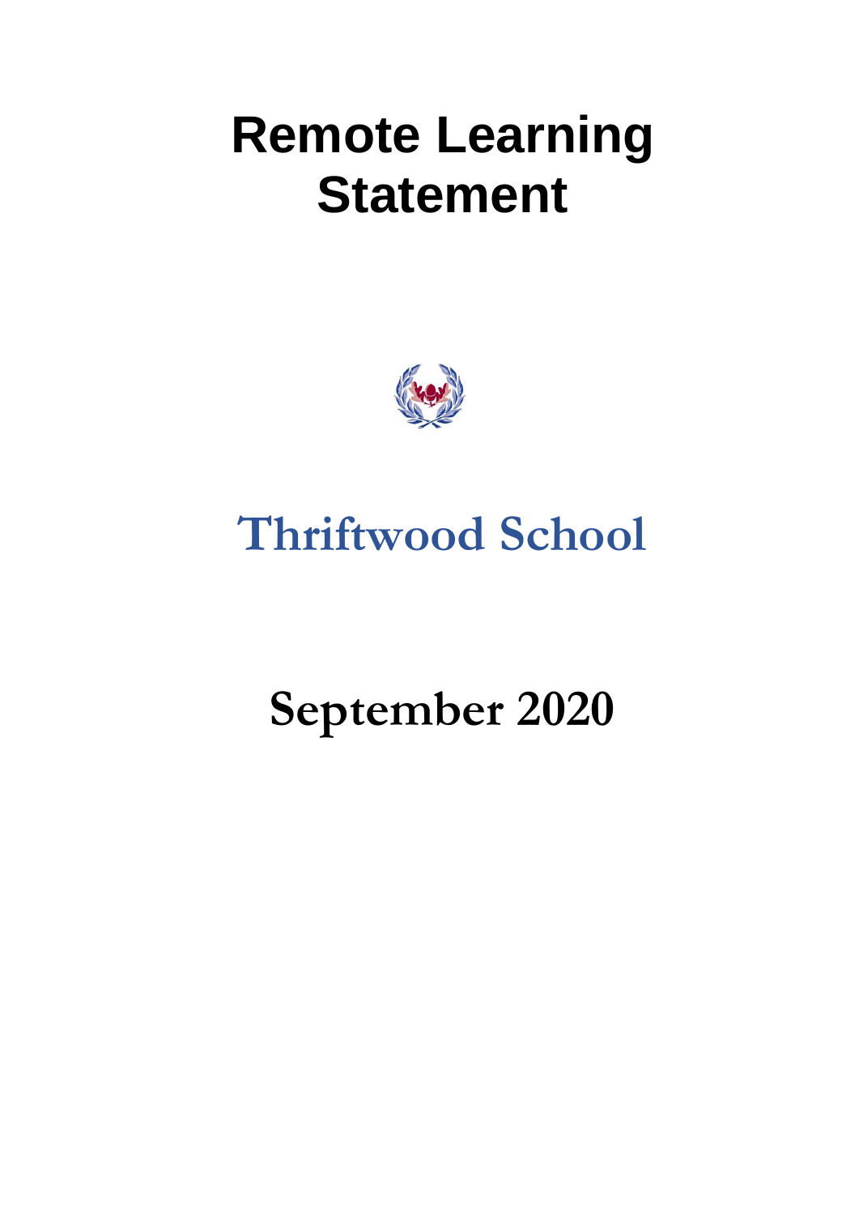# Remote Learning Statement

## Thriftwood School

## September 2020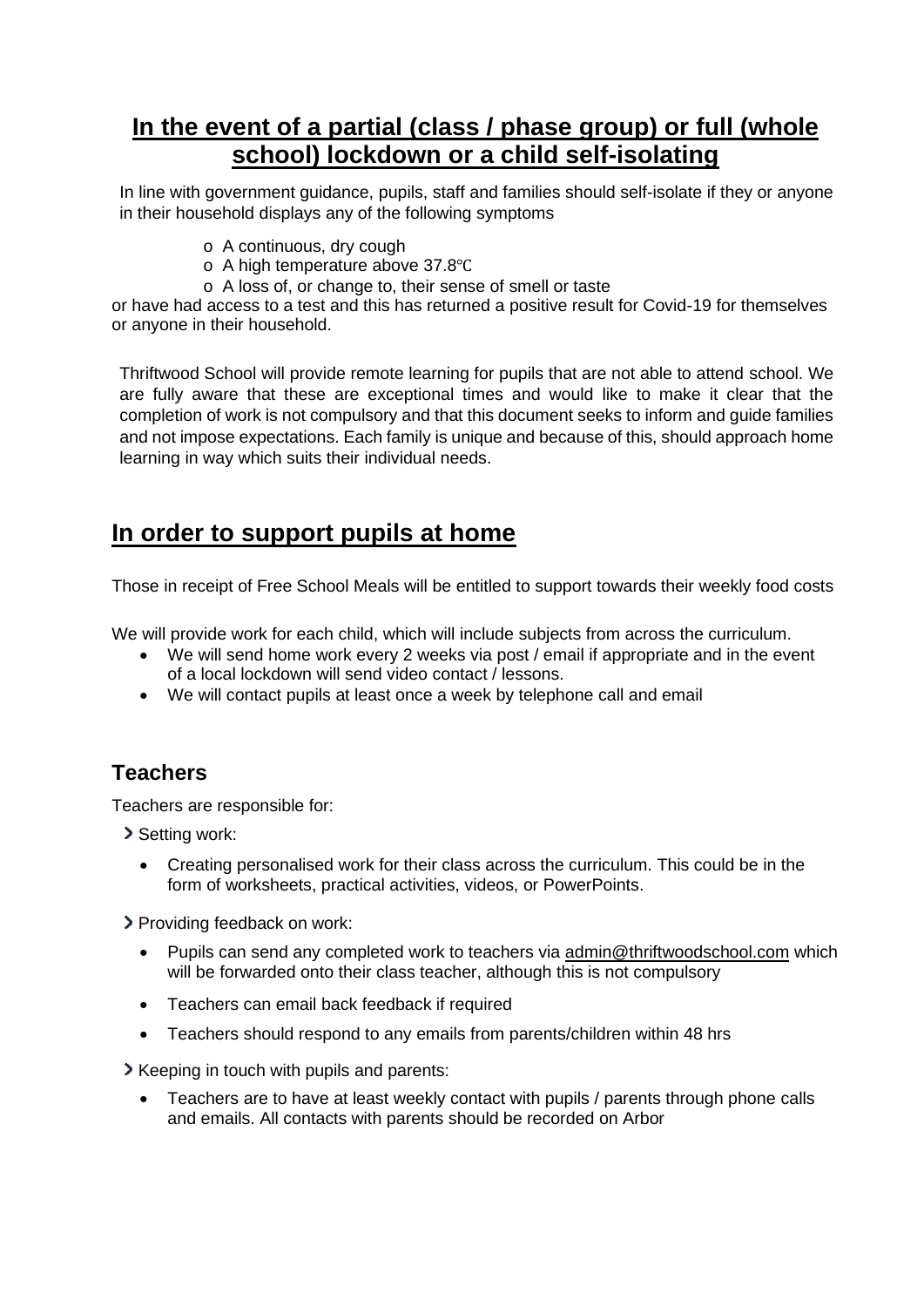## **In the event of a partial (class / phase group) or full (whole school) lockdown or a child self-isolating**

In line with government guidance, pupils, staff and families should self-isolate if they or anyone in their household displays any of the following symptoms

- A continuous, dry cough
- A high temperature above 37.8℃
- A loss of, or change to, their sense of smell or taste

or have had access to a test and this has returned a positive result for Covid-19 for themselves or anyone in their household.

Thriftwood School will provide remote learning for pupils that are not able to attend school. We are fully aware that these are exceptional times and would like to make it clear that the completion of work is not compulsory and that this document seeks to inform and guide families and not impose expectations. Each family is unique and because of this, should approach home learning in way which suits their individual needs.

## **In order to support pupils at home**

Those in receipt of Free School Meals will be entitled to support towards their weekly food costs

We will provide work for each child, which will include subjects from across the curriculum.

- We will send home work every 2 weeks via post / email if appropriate and in the event of a local lockdown will send video contact / lessons.
- We will contact pupils at least once a week by telephone call and email

### **Teachers**

Teachers are responsible for:

› Setting work:

- Creating personalised work for their class across the curriculum. This could be in the form of worksheets, practical activities, videos, or PowerPoints.

› Providing feedback on work:

- Pupils can send any completed work to teachers via admin@thriftwoodschool.com which will be forwarded onto their class teacher, although this is not compulsory
- Teachers can email back feedback if required
- Teachers should respond to any emails from parents/children within 48 hrs

› Keeping in touch with pupils and parents:

- Teachers are to have at least weekly contact with pupils / parents through phone calls and emails. All contacts with parents should be recorded on Arbor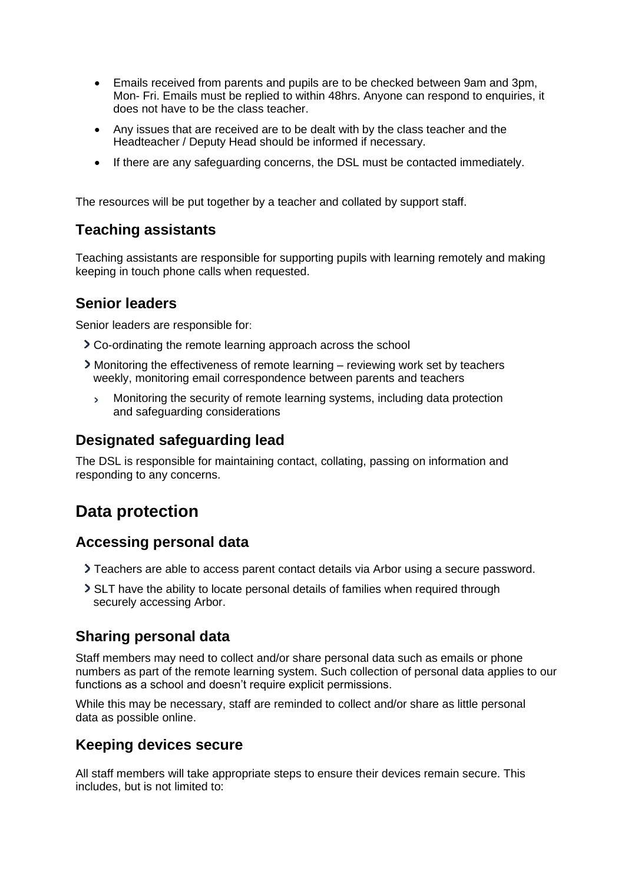- Emails received from parents and pupils are to be checked between 9am and 3pm, Mon- Fri. Emails must be replied to within 48hrs. Anyone can respond to enquiries, it does not have to be the class teacher.
- Any issues that are received are to be dealt with by the class teacher and the Headteacher / Deputy Head should be informed if necessary.
- If there are any safeguarding concerns, the DSL must be contacted immediately.

The resources will be put together by a teacher and collated by support staff.

### Teaching assistants

Teaching assistants are responsible for supporting pupils with learning remotely and making keeping in touch phone calls when requested.

### Senior leaders

Senior leaders are responsible for:

- Co-ordinating the remote learning approach across the school
- Monitoring the effectiveness of remote learning – reviewing work set by teachers weekly, monitoring email correspondence between parents and teachers
- Monitoring the security of remote learning systems, including data protection and safeguarding considerations

### Designated safeguarding lead

The DSL is responsible for maintaining contact, collating, passing on information and responding to any concerns.

## Data protection

### Accessing personal data

- Teachers are able to access parent contact details via Arbor using a secure password.
- SLT have the ability to locate personal details of families when required through securely accessing Arbor.

### Sharing personal data

Staff members may need to collect and/or share personal data such as emails or phone numbers as part of the remote learning system. Such collection of personal data applies to our functions as a school and doesn't require explicit permissions.

While this may be necessary, staff are reminded to collect and/or share as little personal data as possible online.

### Keeping devices secure

All staff members will take appropriate steps to ensure their devices remain secure. This includes, but is not limited to: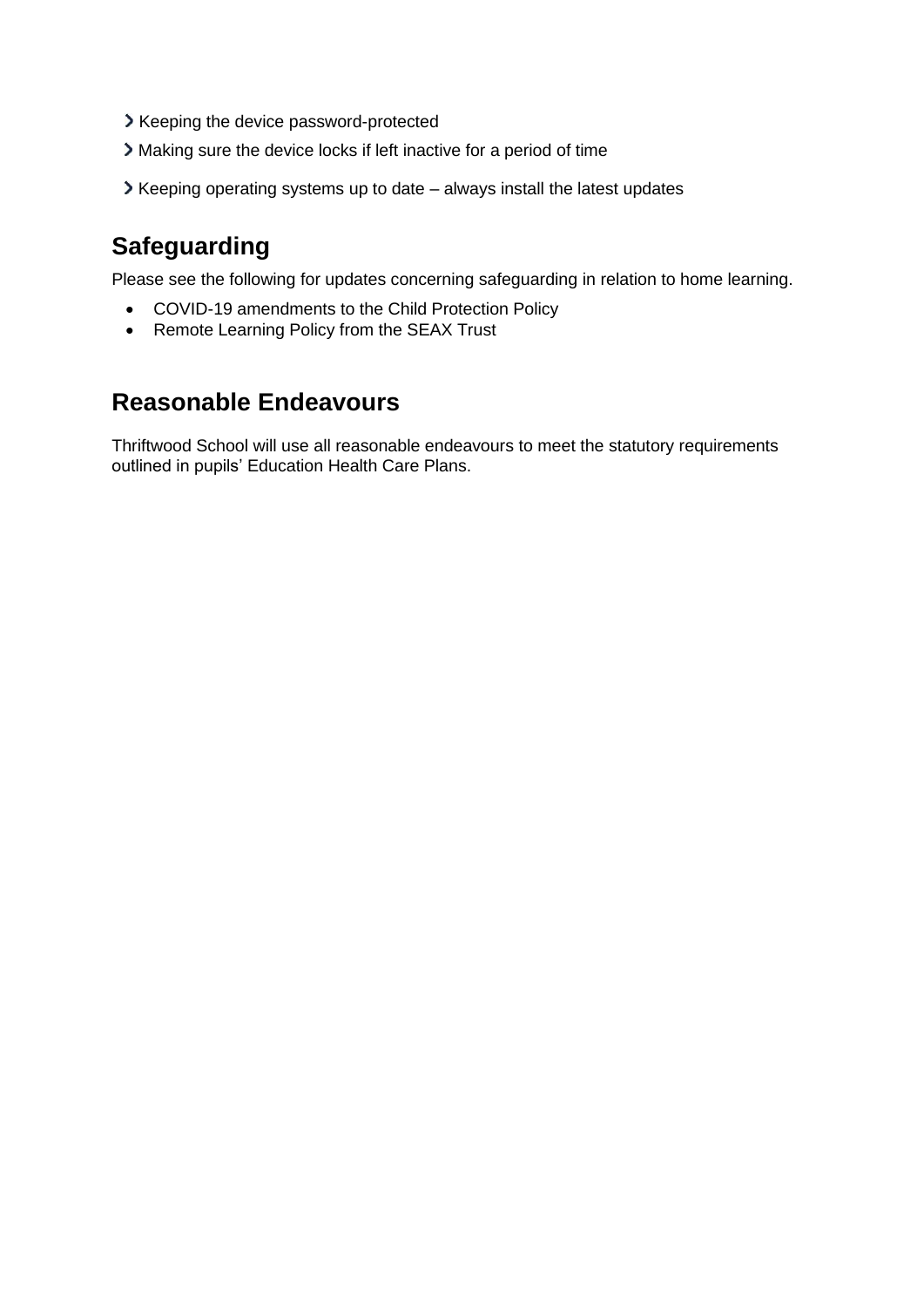- Keeping the device password-protected
- Making sure the device locks if left inactive for a period of time
- Keeping operating systems up to date – always install the latest updates

## Safeguarding

Please see the following for updates concerning safeguarding in relation to home learning.

- COVID-19 amendments to the Child Protection Policy
- Remote Learning Policy from the SEAX Trust

## Reasonable Endeavours

Thriftwood School will use all reasonable endeavours to meet the statutory requirements outlined in pupils' Education Health Care Plans.